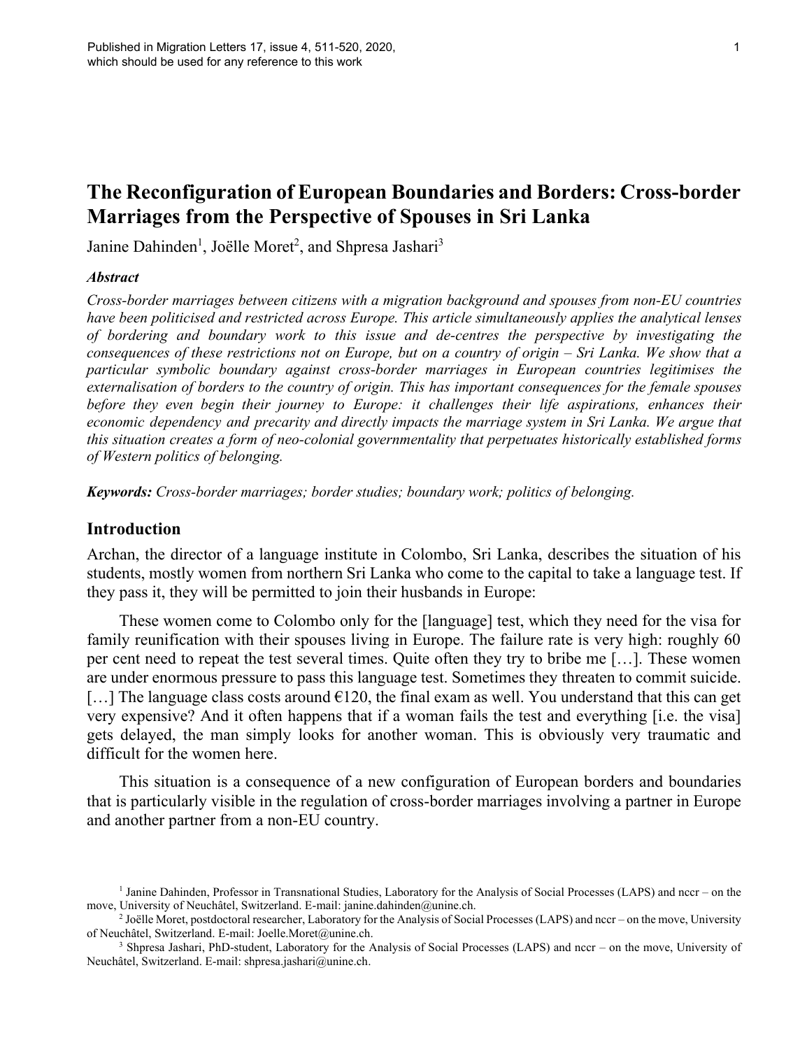Published in Migration Letters 17, issue 4, 511-520, 2020, which should be used for any reference to this work

# The Reconfiguration of European Boundaries and Borders: Cross-border Marriages from the Perspective of Spouses in Sri Lanka

Janine Dahinden[1], Joëlle Moret[2], and Shpresa Jashari[3]

### *Abstract*

*Cross-border marriages between citizens with a migration background and spouses from non-EU countries have been politicised and restricted across Europe. This article simultaneously applies the analytical lenses of bordering and boundary work to this issue and de-centres the perspective by investigating the consequences of these restrictions not on Europe, but on a country of origin – Sri Lanka. We show that a particular symbolic boundary against cross-border marriages in European countries legitimises the externalisation of borders to the country of origin. This has important consequences for the female spouses before they even begin their journey to Europe: it challenges their life aspirations, enhances their economic dependency and precarity and directly impacts the marriage system in Sri Lanka. We argue that this situation creates a form of neo-colonial governmentality that perpetuates historically established forms of Western politics of belonging.*

***Keywords:*** *Cross-border marriages; border studies; boundary work; politics of belonging.*

## Introduction

Archan, the director of a language institute in Colombo, Sri Lanka, describes the situation of his students, mostly women from northern Sri Lanka who come to the capital to take a language test. If they pass it, they will be permitted to join their husbands in Europe:

> These women come to Colombo only for the [language] test, which they need for the visa for family reunification with their spouses living in Europe. The failure rate is very high: roughly 60 per cent need to repeat the test several times. Quite often they try to bribe me […]. These women are under enormous pressure to pass this language test. Sometimes they threaten to commit suicide. […] The language class costs around €120, the final exam as well. You understand that this can get very expensive? And it often happens that if a woman fails the test and everything [i.e. the visa] gets delayed, the man simply looks for another woman. This is obviously very traumatic and difficult for the women here.

This situation is a consequence of a new configuration of European borders and boundaries that is particularly visible in the regulation of cross-border marriages involving a partner in Europe and another partner from a non-EU country.

[1] Janine Dahinden, Professor in Transnational Studies, Laboratory for the Analysis of Social Processes (LAPS) and nccr – on the move, University of Neuchâtel, Switzerland. E-mail: janine.dahinden@unine.ch.

[2] Joëlle Moret, postdoctoral researcher, Laboratory for the Analysis of Social Processes (LAPS) and nccr – on the move, University of Neuchâtel, Switzerland. E-mail: Joelle.Moret@unine.ch.

[3] Shpresa Jashari, PhD-student, Laboratory for the Analysis of Social Processes (LAPS) and nccr – on the move, University of Neuchâtel, Switzerland. E-mail: shpresa.jashari@unine.ch.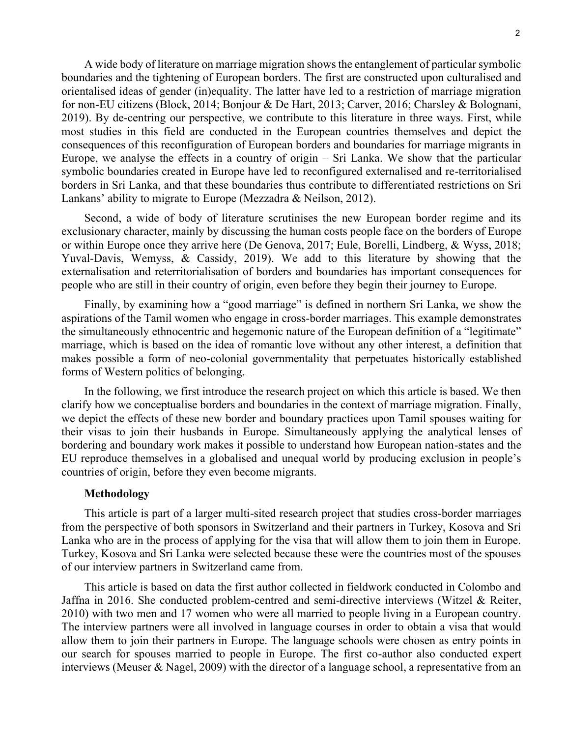A wide body of literature on marriage migration shows the entanglement of particular symbolic boundaries and the tightening of European borders. The first are constructed upon culturalised and orientalised ideas of gender (in)equality. The latter have led to a restriction of marriage migration for non-EU citizens (Block, 2014; Bonjour & De Hart, 2013; Carver, 2016; Charsley & Bolognani, 2019). By de-centring our perspective, we contribute to this literature in three ways. First, while most studies in this field are conducted in the European countries themselves and depict the consequences of this reconfiguration of European borders and boundaries for marriage migrants in Europe, we analyse the effects in a country of origin – Sri Lanka. We show that the particular symbolic boundaries created in Europe have led to reconfigured externalised and re-territorialised borders in Sri Lanka, and that these boundaries thus contribute to differentiated restrictions on Sri Lankans' ability to migrate to Europe (Mezzadra & Neilson, 2012).

Second, a wide of body of literature scrutinises the new European border regime and its exclusionary character, mainly by discussing the human costs people face on the borders of Europe or within Europe once they arrive here (De Genova, 2017; Eule, Borelli, Lindberg, & Wyss, 2018; Yuval-Davis, Wemyss, & Cassidy, 2019). We add to this literature by showing that the externalisation and reterritorialisation of borders and boundaries has important consequences for people who are still in their country of origin, even before they begin their journey to Europe.

Finally, by examining how a "good marriage" is defined in northern Sri Lanka, we show the aspirations of the Tamil women who engage in cross-border marriages. This example demonstrates the simultaneously ethnocentric and hegemonic nature of the European definition of a "legitimate" marriage, which is based on the idea of romantic love without any other interest, a definition that makes possible a form of neo-colonial governmentality that perpetuates historically established forms of Western politics of belonging.

In the following, we first introduce the research project on which this article is based. We then clarify how we conceptualise borders and boundaries in the context of marriage migration. Finally, we depict the effects of these new border and boundary practices upon Tamil spouses waiting for their visas to join their husbands in Europe. Simultaneously applying the analytical lenses of bordering and boundary work makes it possible to understand how European nation-states and the EU reproduce themselves in a globalised and unequal world by producing exclusion in people's countries of origin, before they even become migrants.

## Methodology

This article is part of a larger multi-sited research project that studies cross-border marriages from the perspective of both sponsors in Switzerland and their partners in Turkey, Kosova and Sri Lanka who are in the process of applying for the visa that will allow them to join them in Europe. Turkey, Kosova and Sri Lanka were selected because these were the countries most of the spouses of our interview partners in Switzerland came from.

This article is based on data the first author collected in fieldwork conducted in Colombo and Jaffna in 2016. She conducted problem-centred and semi-directive interviews (Witzel & Reiter, 2010) with two men and 17 women who were all married to people living in a European country. The interview partners were all involved in language courses in order to obtain a visa that would allow them to join their partners in Europe. The language schools were chosen as entry points in our search for spouses married to people in Europe. The first co-author also conducted expert interviews (Meuser & Nagel, 2009) with the director of a language school, a representative from an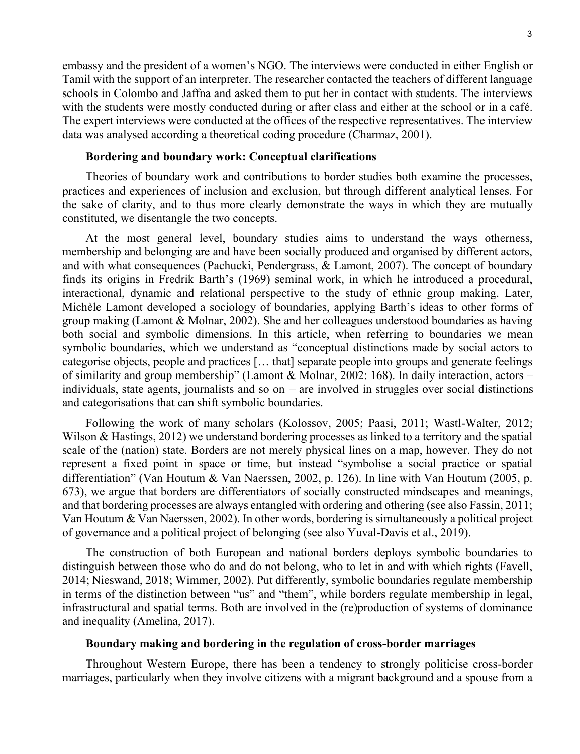embassy and the president of a women's NGO. The interviews were conducted in either English or Tamil with the support of an interpreter. The researcher contacted the teachers of different language schools in Colombo and Jaffna and asked them to put her in contact with students. The interviews with the students were mostly conducted during or after class and either at the school or in a café. The expert interviews were conducted at the offices of the respective representatives. The interview data was analysed according a theoretical coding procedure (Charmaz, 2001).

## Bordering and boundary work: Conceptual clarifications

Theories of boundary work and contributions to border studies both examine the processes, practices and experiences of inclusion and exclusion, but through different analytical lenses. For the sake of clarity, and to thus more clearly demonstrate the ways in which they are mutually constituted, we disentangle the two concepts.

At the most general level, boundary studies aims to understand the ways otherness, membership and belonging are and have been socially produced and organised by different actors, and with what consequences (Pachucki, Pendergrass, & Lamont, 2007). The concept of boundary finds its origins in Fredrik Barth's (1969) seminal work, in which he introduced a procedural, interactional, dynamic and relational perspective to the study of ethnic group making. Later, Michèle Lamont developed a sociology of boundaries, applying Barth's ideas to other forms of group making (Lamont & Molnar, 2002). She and her colleagues understood boundaries as having both social and symbolic dimensions. In this article, when referring to boundaries we mean symbolic boundaries, which we understand as "conceptual distinctions made by social actors to categorise objects, people and practices [… that] separate people into groups and generate feelings of similarity and group membership" (Lamont & Molnar, 2002: 168). In daily interaction, actors – individuals, state agents, journalists and so on – are involved in struggles over social distinctions and categorisations that can shift symbolic boundaries.

Following the work of many scholars (Kolossov, 2005; Paasi, 2011; Wastl-Walter, 2012; Wilson & Hastings, 2012) we understand bordering processes as linked to a territory and the spatial scale of the (nation) state. Borders are not merely physical lines on a map, however. They do not represent a fixed point in space or time, but instead "symbolise a social practice or spatial differentiation" (Van Houtum & Van Naerssen, 2002, p. 126). In line with Van Houtum (2005, p. 673), we argue that borders are differentiators of socially constructed mindscapes and meanings, and that bordering processes are always entangled with ordering and othering (see also Fassin, 2011; Van Houtum & Van Naerssen, 2002). In other words, bordering is simultaneously a political project of governance and a political project of belonging (see also Yuval-Davis et al., 2019).

The construction of both European and national borders deploys symbolic boundaries to distinguish between those who do and do not belong, who to let in and with which rights (Favell, 2014; Nieswand, 2018; Wimmer, 2002). Put differently, symbolic boundaries regulate membership in terms of the distinction between "us" and "them", while borders regulate membership in legal, infrastructural and spatial terms. Both are involved in the (re)production of systems of dominance and inequality (Amelina, 2017).

## Boundary making and bordering in the regulation of cross-border marriages

Throughout Western Europe, there has been a tendency to strongly politicise cross-border marriages, particularly when they involve citizens with a migrant background and a spouse from a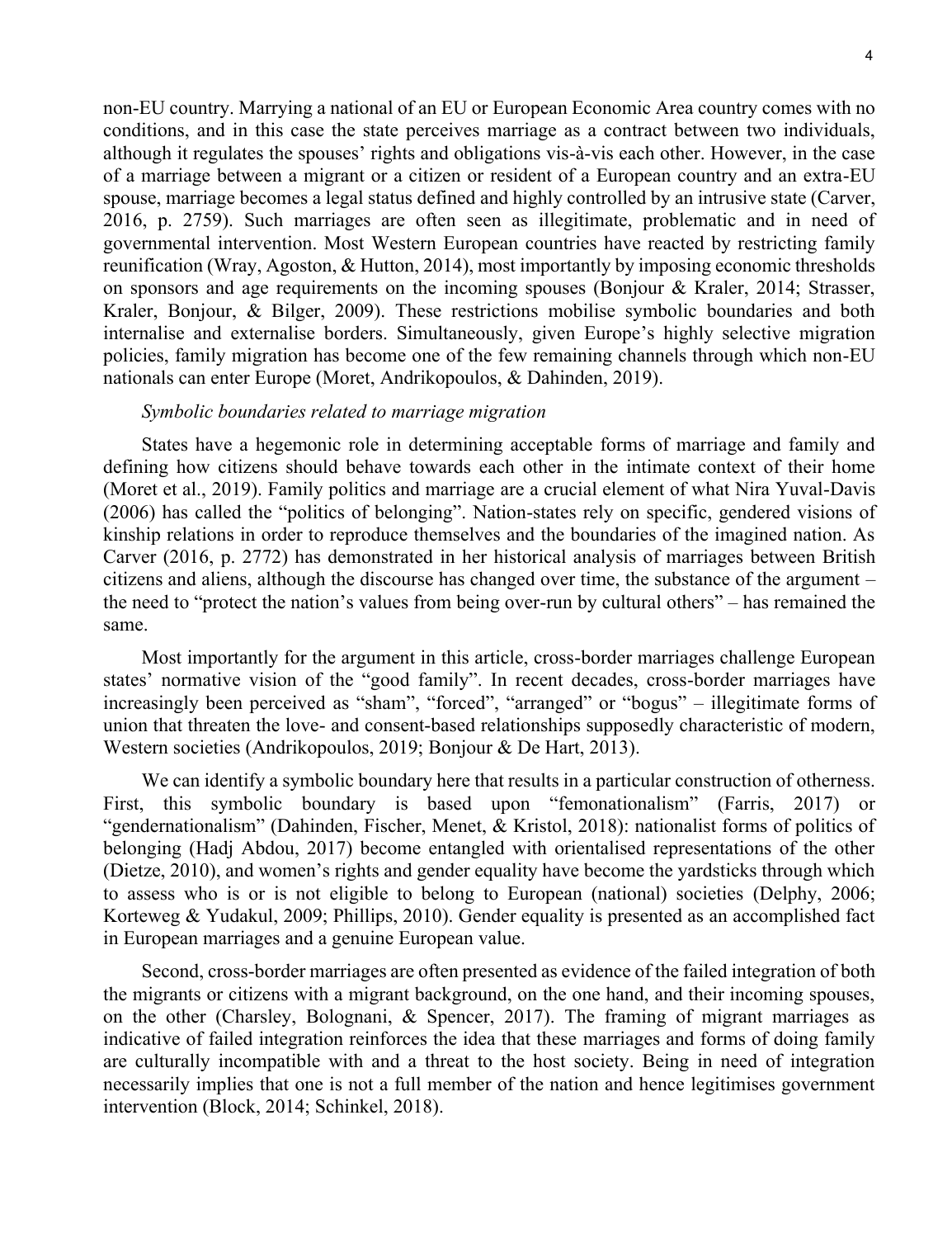non-EU country. Marrying a national of an EU or European Economic Area country comes with no conditions, and in this case the state perceives marriage as a contract between two individuals, although it regulates the spouses' rights and obligations vis-à-vis each other. However, in the case of a marriage between a migrant or a citizen or resident of a European country and an extra-EU spouse, marriage becomes a legal status defined and highly controlled by an intrusive state (Carver, 2016, p. 2759). Such marriages are often seen as illegitimate, problematic and in need of governmental intervention. Most Western European countries have reacted by restricting family reunification (Wray, Agoston, & Hutton, 2014), most importantly by imposing economic thresholds on sponsors and age requirements on the incoming spouses (Bonjour & Kraler, 2014; Strasser, Kraler, Bonjour, & Bilger, 2009). These restrictions mobilise symbolic boundaries and both internalise and externalise borders. Simultaneously, given Europe's highly selective migration policies, family migration has become one of the few remaining channels through which non-EU nationals can enter Europe (Moret, Andrikopoulos, & Dahinden, 2019).

*Symbolic boundaries related to marriage migration*

States have a hegemonic role in determining acceptable forms of marriage and family and defining how citizens should behave towards each other in the intimate context of their home (Moret et al., 2019). Family politics and marriage are a crucial element of what Nira Yuval-Davis (2006) has called the "politics of belonging". Nation-states rely on specific, gendered visions of kinship relations in order to reproduce themselves and the boundaries of the imagined nation. As Carver (2016, p. 2772) has demonstrated in her historical analysis of marriages between British citizens and aliens, although the discourse has changed over time, the substance of the argument – the need to "protect the nation's values from being over-run by cultural others" – has remained the same.

Most importantly for the argument in this article, cross-border marriages challenge European states' normative vision of the "good family". In recent decades, cross-border marriages have increasingly been perceived as "sham", "forced", "arranged" or "bogus" – illegitimate forms of union that threaten the love- and consent-based relationships supposedly characteristic of modern, Western societies (Andrikopoulos, 2019; Bonjour & De Hart, 2013).

We can identify a symbolic boundary here that results in a particular construction of otherness. First, this symbolic boundary is based upon "femonationalism" (Farris, 2017) or "gendernationalism" (Dahinden, Fischer, Menet, & Kristol, 2018): nationalist forms of politics of belonging (Hadj Abdou, 2017) become entangled with orientalised representations of the other (Dietze, 2010), and women's rights and gender equality have become the yardsticks through which to assess who is or is not eligible to belong to European (national) societies (Delphy, 2006; Korteweg & Yudakul, 2009; Phillips, 2010). Gender equality is presented as an accomplished fact in European marriages and a genuine European value.

Second, cross-border marriages are often presented as evidence of the failed integration of both the migrants or citizens with a migrant background, on the one hand, and their incoming spouses, on the other (Charsley, Bolognani, & Spencer, 2017). The framing of migrant marriages as indicative of failed integration reinforces the idea that these marriages and forms of doing family are culturally incompatible with and a threat to the host society. Being in need of integration necessarily implies that one is not a full member of the nation and hence legitimises government intervention (Block, 2014; Schinkel, 2018).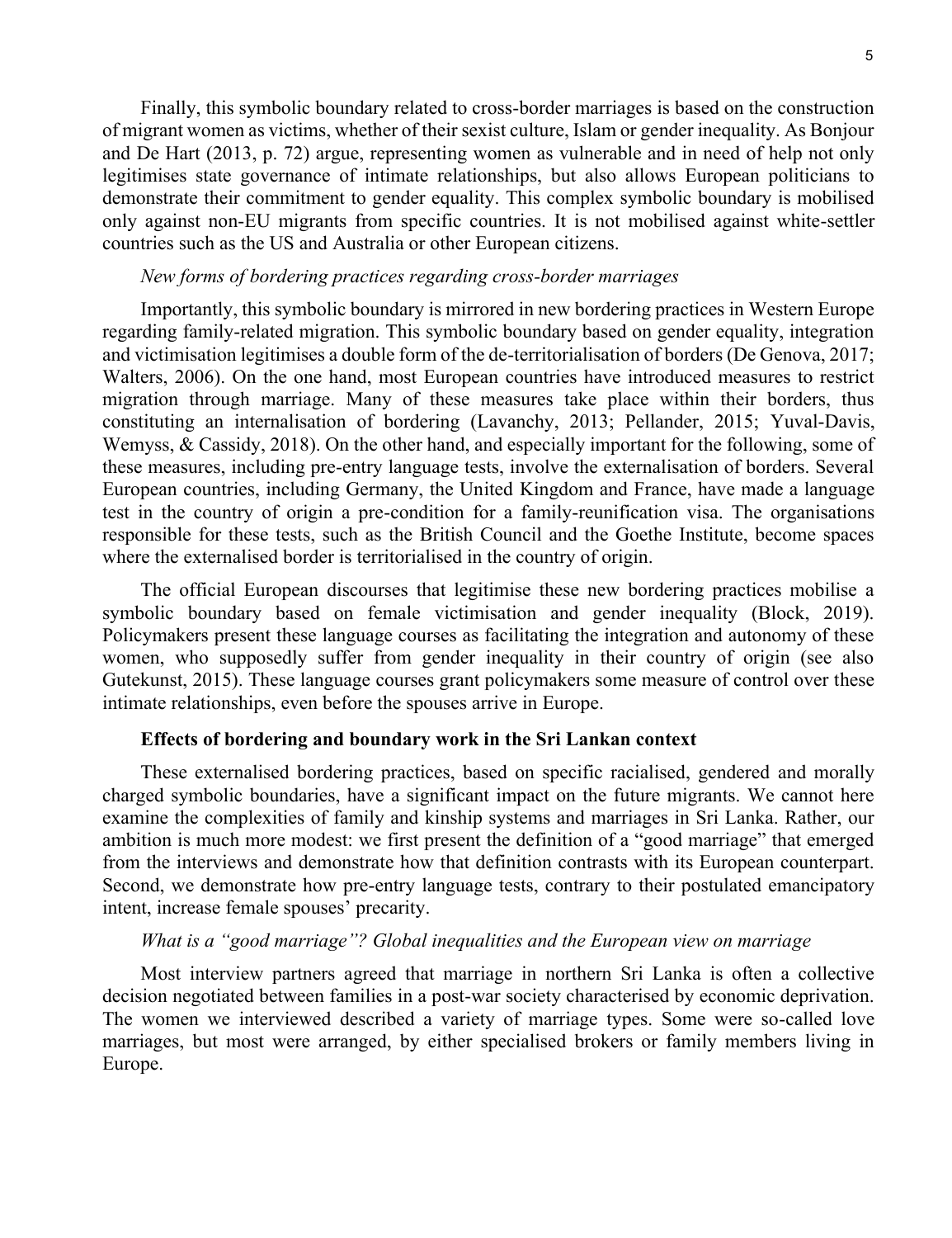Finally, this symbolic boundary related to cross-border marriages is based on the construction of migrant women as victims, whether of their sexist culture, Islam or gender inequality. As Bonjour and De Hart (2013, p. 72) argue, representing women as vulnerable and in need of help not only legitimises state governance of intimate relationships, but also allows European politicians to demonstrate their commitment to gender equality. This complex symbolic boundary is mobilised only against non-EU migrants from specific countries. It is not mobilised against white-settler countries such as the US and Australia or other European citizens.

### *New forms of bordering practices regarding cross-border marriages*

Importantly, this symbolic boundary is mirrored in new bordering practices in Western Europe regarding family-related migration. This symbolic boundary based on gender equality, integration and victimisation legitimises a double form of the de-territorialisation of borders (De Genova, 2017; Walters, 2006). On the one hand, most European countries have introduced measures to restrict migration through marriage. Many of these measures take place within their borders, thus constituting an internalisation of bordering (Lavanchy, 2013; Pellander, 2015; Yuval-Davis, Wemyss, & Cassidy, 2018). On the other hand, and especially important for the following, some of these measures, including pre-entry language tests, involve the externalisation of borders. Several European countries, including Germany, the United Kingdom and France, have made a language test in the country of origin a pre-condition for a family-reunification visa. The organisations responsible for these tests, such as the British Council and the Goethe Institute, become spaces where the externalised border is territorialised in the country of origin.

The official European discourses that legitimise these new bordering practices mobilise a symbolic boundary based on female victimisation and gender inequality (Block, 2019). Policymakers present these language courses as facilitating the integration and autonomy of these women, who supposedly suffer from gender inequality in their country of origin (see also Gutekunst, 2015). These language courses grant policymakers some measure of control over these intimate relationships, even before the spouses arrive in Europe.

## **Effects of bordering and boundary work in the Sri Lankan context**

These externalised bordering practices, based on specific racialised, gendered and morally charged symbolic boundaries, have a significant impact on the future migrants. We cannot here examine the complexities of family and kinship systems and marriages in Sri Lanka. Rather, our ambition is much more modest: we first present the definition of a "good marriage" that emerged from the interviews and demonstrate how that definition contrasts with its European counterpart. Second, we demonstrate how pre-entry language tests, contrary to their postulated emancipatory intent, increase female spouses' precarity.

### *What is a "good marriage"? Global inequalities and the European view on marriage*

Most interview partners agreed that marriage in northern Sri Lanka is often a collective decision negotiated between families in a post-war society characterised by economic deprivation. The women we interviewed described a variety of marriage types. Some were so-called love marriages, but most were arranged, by either specialised brokers or family members living in Europe.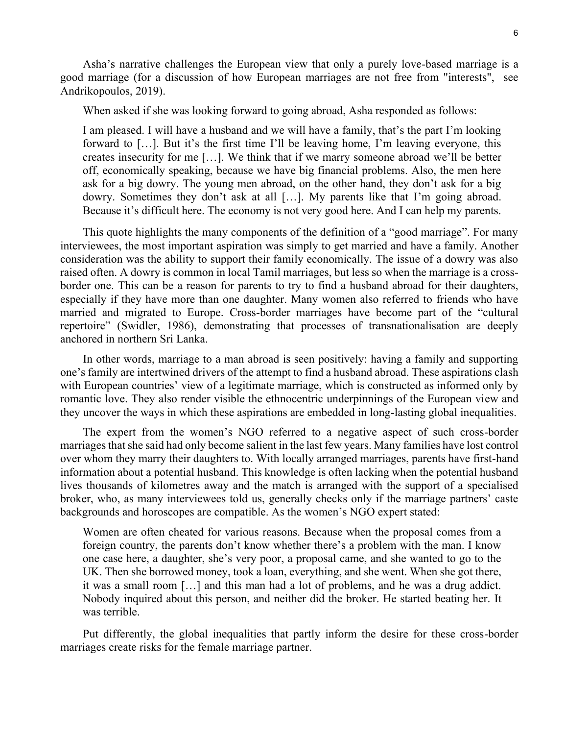Asha's narrative challenges the European view that only a purely love-based marriage is a good marriage (for a discussion of how European marriages are not free from "interests", see Andrikopoulos, 2019).

When asked if she was looking forward to going abroad, Asha responded as follows:

> I am pleased. I will have a husband and we will have a family, that's the part I'm looking forward to […]. But it's the first time I'll be leaving home, I'm leaving everyone, this creates insecurity for me […]. We think that if we marry someone abroad we'll be better off, economically speaking, because we have big financial problems. Also, the men here ask for a big dowry. The young men abroad, on the other hand, they don't ask for a big dowry. Sometimes they don't ask at all […]. My parents like that I'm going abroad. Because it's difficult here. The economy is not very good here. And I can help my parents.

This quote highlights the many components of the definition of a "good marriage". For many interviewees, the most important aspiration was simply to get married and have a family. Another consideration was the ability to support their family economically. The issue of a dowry was also raised often. A dowry is common in local Tamil marriages, but less so when the marriage is a cross-border one. This can be a reason for parents to try to find a husband abroad for their daughters, especially if they have more than one daughter. Many women also referred to friends who have married and migrated to Europe. Cross-border marriages have become part of the "cultural repertoire" (Swidler, 1986), demonstrating that processes of transnationalisation are deeply anchored in northern Sri Lanka.

In other words, marriage to a man abroad is seen positively: having a family and supporting one's family are intertwined drivers of the attempt to find a husband abroad. These aspirations clash with European countries' view of a legitimate marriage, which is constructed as informed only by romantic love. They also render visible the ethnocentric underpinnings of the European view and they uncover the ways in which these aspirations are embedded in long-lasting global inequalities.

The expert from the women's NGO referred to a negative aspect of such cross-border marriages that she said had only become salient in the last few years. Many families have lost control over whom they marry their daughters to. With locally arranged marriages, parents have first-hand information about a potential husband. This knowledge is often lacking when the potential husband lives thousands of kilometres away and the match is arranged with the support of a specialised broker, who, as many interviewees told us, generally checks only if the marriage partners' caste backgrounds and horoscopes are compatible. As the women's NGO expert stated:

> Women are often cheated for various reasons. Because when the proposal comes from a foreign country, the parents don't know whether there's a problem with the man. I know one case here, a daughter, she's very poor, a proposal came, and she wanted to go to the UK. Then she borrowed money, took a loan, everything, and she went. When she got there, it was a small room […] and this man had a lot of problems, and he was a drug addict. Nobody inquired about this person, and neither did the broker. He started beating her. It was terrible.

Put differently, the global inequalities that partly inform the desire for these cross-border marriages create risks for the female marriage partner.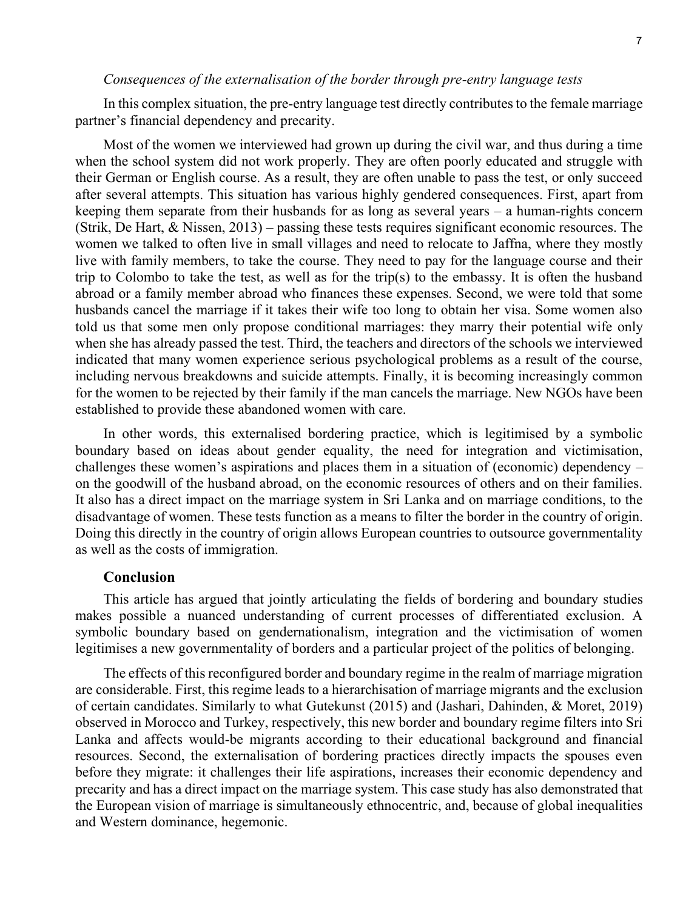*Consequences of the externalisation of the border through pre-entry language tests*

In this complex situation, the pre-entry language test directly contributes to the female marriage partner's financial dependency and precarity.

Most of the women we interviewed had grown up during the civil war, and thus during a time when the school system did not work properly. They are often poorly educated and struggle with their German or English course. As a result, they are often unable to pass the test, or only succeed after several attempts. This situation has various highly gendered consequences. First, apart from keeping them separate from their husbands for as long as several years – a human-rights concern (Strik, De Hart, & Nissen, 2013) – passing these tests requires significant economic resources. The women we talked to often live in small villages and need to relocate to Jaffna, where they mostly live with family members, to take the course. They need to pay for the language course and their trip to Colombo to take the test, as well as for the trip(s) to the embassy. It is often the husband abroad or a family member abroad who finances these expenses. Second, we were told that some husbands cancel the marriage if it takes their wife too long to obtain her visa. Some women also told us that some men only propose conditional marriages: they marry their potential wife only when she has already passed the test. Third, the teachers and directors of the schools we interviewed indicated that many women experience serious psychological problems as a result of the course, including nervous breakdowns and suicide attempts. Finally, it is becoming increasingly common for the women to be rejected by their family if the man cancels the marriage. New NGOs have been established to provide these abandoned women with care.

In other words, this externalised bordering practice, which is legitimised by a symbolic boundary based on ideas about gender equality, the need for integration and victimisation, challenges these women's aspirations and places them in a situation of (economic) dependency – on the goodwill of the husband abroad, on the economic resources of others and on their families. It also has a direct impact on the marriage system in Sri Lanka and on marriage conditions, to the disadvantage of women. These tests function as a means to filter the border in the country of origin. Doing this directly in the country of origin allows European countries to outsource governmentality as well as the costs of immigration.

## Conclusion

This article has argued that jointly articulating the fields of bordering and boundary studies makes possible a nuanced understanding of current processes of differentiated exclusion. A symbolic boundary based on gendernationalism, integration and the victimisation of women legitimises a new governmentality of borders and a particular project of the politics of belonging.

The effects of this reconfigured border and boundary regime in the realm of marriage migration are considerable. First, this regime leads to a hierarchisation of marriage migrants and the exclusion of certain candidates. Similarly to what Gutekunst (2015) and (Jashari, Dahinden, & Moret, 2019) observed in Morocco and Turkey, respectively, this new border and boundary regime filters into Sri Lanka and affects would-be migrants according to their educational background and financial resources. Second, the externalisation of bordering practices directly impacts the spouses even before they migrate: it challenges their life aspirations, increases their economic dependency and precarity and has a direct impact on the marriage system. This case study has also demonstrated that the European vision of marriage is simultaneously ethnocentric, and, because of global inequalities and Western dominance, hegemonic.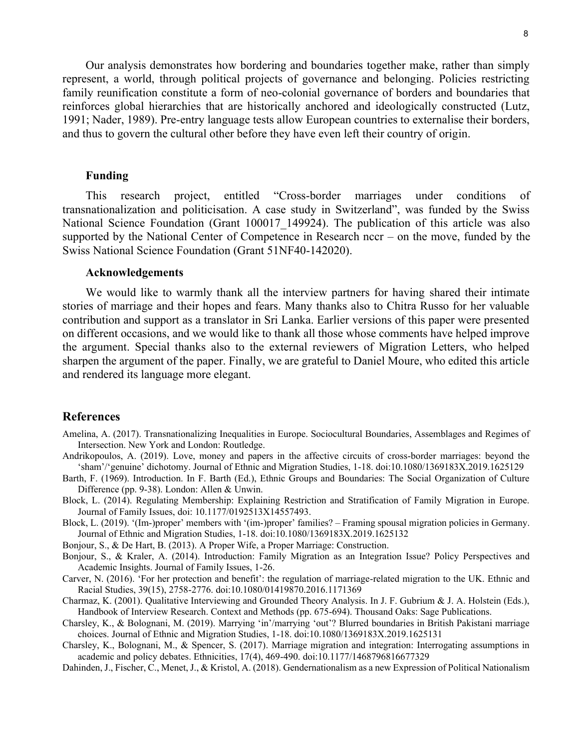Our analysis demonstrates how bordering and boundaries together make, rather than simply represent, a world, through political projects of governance and belonging. Policies restricting family reunification constitute a form of neo-colonial governance of borders and boundaries that reinforces global hierarchies that are historically anchored and ideologically constructed (Lutz, 1991; Nader, 1989). Pre-entry language tests allow European countries to externalise their borders, and thus to govern the cultural other before they have even left their country of origin.

### Funding

This research project, entitled "Cross-border marriages under conditions of transnationalization and politicisation. A case study in Switzerland", was funded by the Swiss National Science Foundation (Grant 100017_149924). The publication of this article was also supported by the National Center of Competence in Research nccr – on the move, funded by the Swiss National Science Foundation (Grant 51NF40-142020).

### Acknowledgements

We would like to warmly thank all the interview partners for having shared their intimate stories of marriage and their hopes and fears. Many thanks also to Chitra Russo for her valuable contribution and support as a translator in Sri Lanka. Earlier versions of this paper were presented on different occasions, and we would like to thank all those whose comments have helped improve the argument. Special thanks also to the external reviewers of Migration Letters, who helped sharpen the argument of the paper. Finally, we are grateful to Daniel Moure, who edited this article and rendered its language more elegant.

## References

Amelina, A. (2017). Transnationalizing Inequalities in Europe. Sociocultural Boundaries, Assemblages and Regimes of Intersection. New York and London: Routledge.

Andrikopoulos, A. (2019). Love, money and papers in the affective circuits of cross-border marriages: beyond the 'sham'/'genuine' dichotomy. Journal of Ethnic and Migration Studies, 1-18. doi:10.1080/1369183X.2019.1625129

Barth, F. (1969). Introduction. In F. Barth (Ed.), Ethnic Groups and Boundaries: The Social Organization of Culture Difference (pp. 9-38). London: Allen & Unwin.

Block, L. (2014). Regulating Membership: Explaining Restriction and Stratification of Family Migration in Europe. Journal of Family Issues, doi: 10.1177/0192513X14557493.

Block, L. (2019). '(Im-)proper' members with '(im-)proper' families? – Framing spousal migration policies in Germany. Journal of Ethnic and Migration Studies, 1-18. doi:10.1080/1369183X.2019.1625132

Bonjour, S., & De Hart, B. (2013). A Proper Wife, a Proper Marriage: Construction.

Bonjour, S., & Kraler, A. (2014). Introduction: Family Migration as an Integration Issue? Policy Perspectives and Academic Insights. Journal of Family Issues, 1-26.

Carver, N. (2016). 'For her protection and benefit': the regulation of marriage-related migration to the UK. Ethnic and Racial Studies, 39(15), 2758-2776. doi:10.1080/01419870.2016.1171369

Charmaz, K. (2001). Qualitative Interviewing and Grounded Theory Analysis. In J. F. Gubrium & J. A. Holstein (Eds.), Handbook of Interview Research. Context and Methods (pp. 675-694). Thousand Oaks: Sage Publications.

Charsley, K., & Bolognani, M. (2019). Marrying 'in'/marrying 'out'? Blurred boundaries in British Pakistani marriage choices. Journal of Ethnic and Migration Studies, 1-18. doi:10.1080/1369183X.2019.1625131

Charsley, K., Bolognani, M., & Spencer, S. (2017). Marriage migration and integration: Interrogating assumptions in academic and policy debates. Ethnicities, 17(4), 469-490. doi:10.1177/1468796816677329

Dahinden, J., Fischer, C., Menet, J., & Kristol, A. (2018). Gendernationalism as a new Expression of Political Nationalism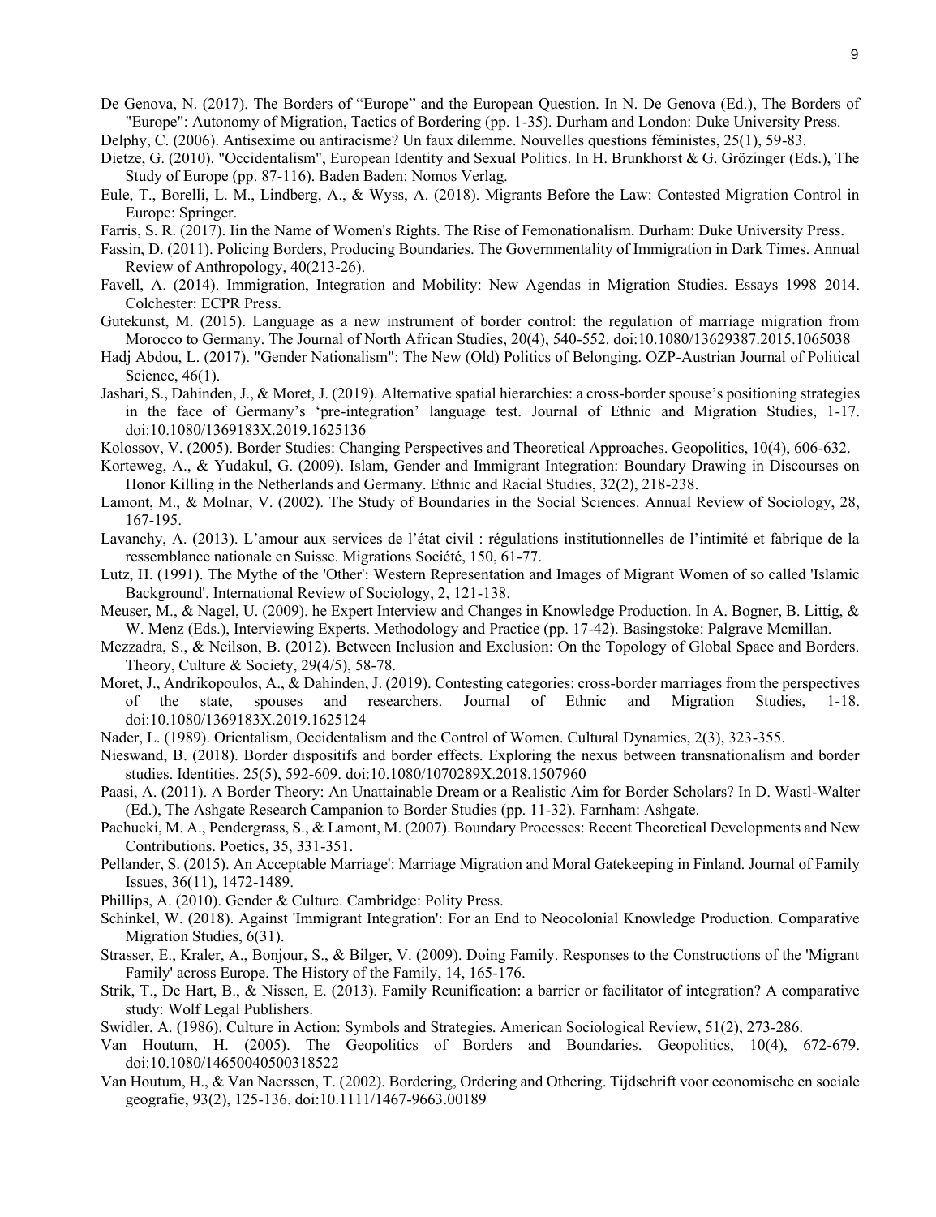De Genova, N. (2017). The Borders of "Europe" and the European Question. In N. De Genova (Ed.), The Borders of "Europe": Autonomy of Migration, Tactics of Bordering (pp. 1-35). Durham and London: Duke University Press.

Delphy, C. (2006). Antisexime ou antiracisme? Un faux dilemme. Nouvelles questions féministes, 25(1), 59-83.

Dietze, G. (2010). "Occidentalism", European Identity and Sexual Politics. In H. Brunkhorst & G. Grözinger (Eds.), The Study of Europe (pp. 87-116). Baden Baden: Nomos Verlag.

Eule, T., Borelli, L. M., Lindberg, A., & Wyss, A. (2018). Migrants Before the Law: Contested Migration Control in Europe: Springer.

Farris, S. R. (2017). Iin the Name of Women's Rights. The Rise of Femonationalism. Durham: Duke University Press.

Fassin, D. (2011). Policing Borders, Producing Boundaries. The Governmentality of Immigration in Dark Times. Annual Review of Anthropology, 40(213-26).

Favell, A. (2014). Immigration, Integration and Mobility: New Agendas in Migration Studies. Essays 1998–2014. Colchester: ECPR Press.

Gutekunst, M. (2015). Language as a new instrument of border control: the regulation of marriage migration from Morocco to Germany. The Journal of North African Studies, 20(4), 540-552. doi:10.1080/13629387.2015.1065038

Hadj Abdou, L. (2017). "Gender Nationalism": The New (Old) Politics of Belonging. OZP-Austrian Journal of Political Science, 46(1).

Jashari, S., Dahinden, J., & Moret, J. (2019). Alternative spatial hierarchies: a cross-border spouse's positioning strategies in the face of Germany's 'pre-integration' language test. Journal of Ethnic and Migration Studies, 1-17. doi:10.1080/1369183X.2019.1625136

Kolossov, V. (2005). Border Studies: Changing Perspectives and Theoretical Approaches. Geopolitics, 10(4), 606-632.

Korteweg, A., & Yudakul, G. (2009). Islam, Gender and Immigrant Integration: Boundary Drawing in Discourses on Honor Killing in the Netherlands and Germany. Ethnic and Racial Studies, 32(2), 218-238.

Lamont, M., & Molnar, V. (2002). The Study of Boundaries in the Social Sciences. Annual Review of Sociology, 28, 167-195.

Lavanchy, A. (2013). L'amour aux services de l'état civil : régulations institutionnelles de l'intimité et fabrique de la ressemblance nationale en Suisse. Migrations Société, 150, 61-77.

Lutz, H. (1991). The Mythe of the 'Other': Western Representation and Images of Migrant Women of so called 'Islamic Background'. International Review of Sociology, 2, 121-138.

Meuser, M., & Nagel, U. (2009). he Expert Interview and Changes in Knowledge Production. In A. Bogner, B. Littig, & W. Menz (Eds.), Interviewing Experts. Methodology and Practice (pp. 17-42). Basingstoke: Palgrave Mcmillan.

Mezzadra, S., & Neilson, B. (2012). Between Inclusion and Exclusion: On the Topology of Global Space and Borders. Theory, Culture & Society, 29(4/5), 58-78.

Moret, J., Andrikopoulos, A., & Dahinden, J. (2019). Contesting categories: cross-border marriages from the perspectives of the state, spouses and researchers. Journal of Ethnic and Migration Studies, 1-18. doi:10.1080/1369183X.2019.1625124

Nader, L. (1989). Orientalism, Occidentalism and the Control of Women. Cultural Dynamics, 2(3), 323-355.

Nieswand, B. (2018). Border dispositifs and border effects. Exploring the nexus between transnationalism and border studies. Identities, 25(5), 592-609. doi:10.1080/1070289X.2018.1507960

Paasi, A. (2011). A Border Theory: An Unattainable Dream or a Realistic Aim for Border Scholars? In D. Wastl-Walter (Ed.), The Ashgate Research Campanion to Border Studies (pp. 11-32). Farnham: Ashgate.

Pachucki, M. A., Pendergrass, S., & Lamont, M. (2007). Boundary Processes: Recent Theoretical Developments and New Contributions. Poetics, 35, 331-351.

Pellander, S. (2015). An Acceptable Marriage': Marriage Migration and Moral Gatekeeping in Finland. Journal of Family Issues, 36(11), 1472-1489.

Phillips, A. (2010). Gender & Culture. Cambridge: Polity Press.

Schinkel, W. (2018). Against 'Immigrant Integration': For an End to Neocolonial Knowledge Production. Comparative Migration Studies, 6(31).

Strasser, E., Kraler, A., Bonjour, S., & Bilger, V. (2009). Doing Family. Responses to the Constructions of the 'Migrant Family' across Europe. The History of the Family, 14, 165-176.

Strik, T., De Hart, B., & Nissen, E. (2013). Family Reunification: a barrier or facilitator of integration? A comparative study: Wolf Legal Publishers.

Swidler, A. (1986). Culture in Action: Symbols and Strategies. American Sociological Review, 51(2), 273-286.

Van Houtum, H. (2005). The Geopolitics of Borders and Boundaries. Geopolitics, 10(4), 672-679. doi:10.1080/14650040500318522

Van Houtum, H., & Van Naerssen, T. (2002). Bordering, Ordering and Othering. Tijdschrift voor economische en sociale geografie, 93(2), 125-136. doi:10.1111/1467-9663.00189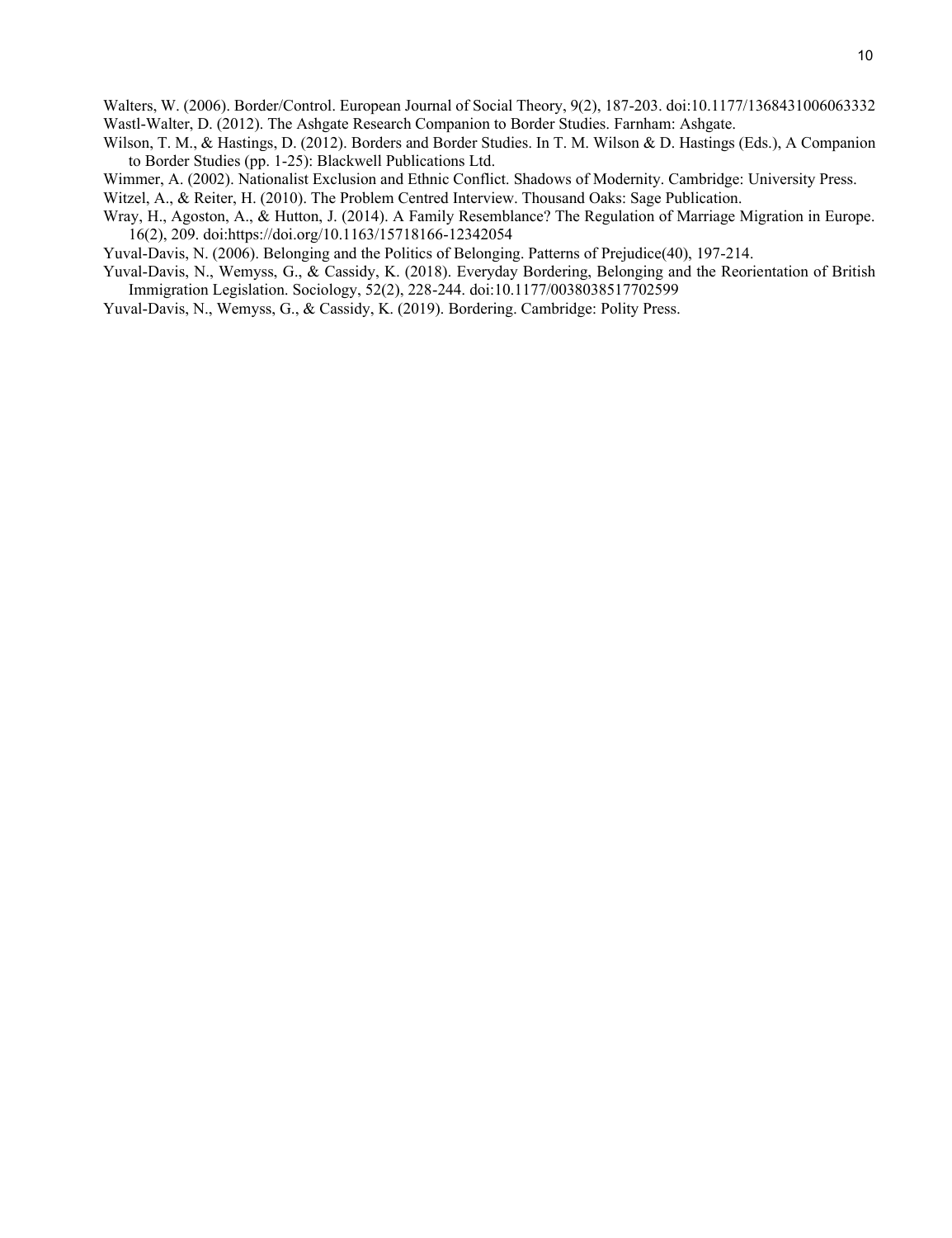Walters, W. (2006). Border/Control. European Journal of Social Theory, 9(2), 187-203. doi:10.1177/1368431006063332

Wastl-Walter, D. (2012). The Ashgate Research Companion to Border Studies. Farnham: Ashgate.

Wilson, T. M., & Hastings, D. (2012). Borders and Border Studies. In T. M. Wilson & D. Hastings (Eds.), A Companion to Border Studies (pp. 1-25): Blackwell Publications Ltd.

Wimmer, A. (2002). Nationalist Exclusion and Ethnic Conflict. Shadows of Modernity. Cambridge: University Press.

Witzel, A., & Reiter, H. (2010). The Problem Centred Interview. Thousand Oaks: Sage Publication.

Wray, H., Agoston, A., & Hutton, J. (2014). A Family Resemblance? The Regulation of Marriage Migration in Europe. 16(2), 209. doi:https://doi.org/10.1163/15718166-12342054

Yuval-Davis, N. (2006). Belonging and the Politics of Belonging. Patterns of Prejudice(40), 197-214.

Yuval-Davis, N., Wemyss, G., & Cassidy, K. (2018). Everyday Bordering, Belonging and the Reorientation of British Immigration Legislation. Sociology, 52(2), 228-244. doi:10.1177/0038038517702599

Yuval-Davis, N., Wemyss, G., & Cassidy, K. (2019). Bordering. Cambridge: Polity Press.